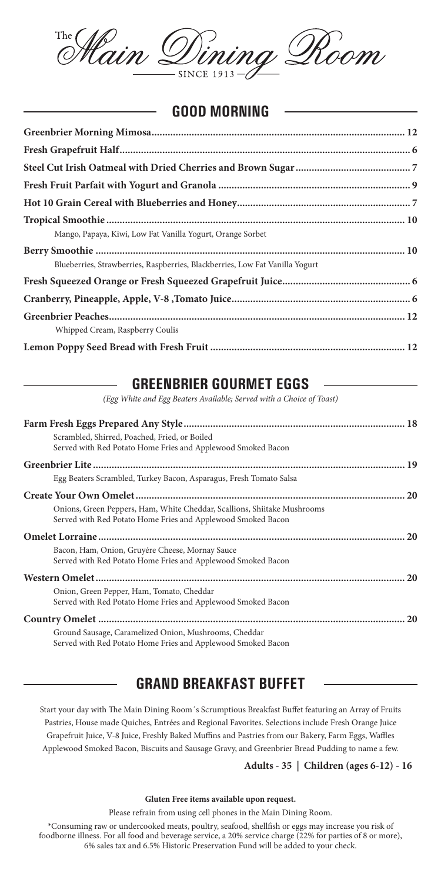# The Main Dining Room

SINCE 1913

## GOOD MORNING

**Greenbrier Morning Mimosa** ........ **12**

**Fresh Grapefruit Half** ........ **6**

**Steel Cut Irish Oatmeal with Dried Cherries and Brown Sugar** ........ **7**

**Fresh Fruit Parfait with Yogurt and Granola** ........ **9**

**Hot 10 Grain Cereal with Blueberries and Honey** ........ **7**

**Tropical Smoothie** ........ **10**
Mango, Papaya, Kiwi, Low Fat Vanilla Yogurt, Orange Sorbet

**Berry Smoothie** ........ **10**
Blueberries, Strawberries, Raspberries, Blackberries, Low Fat Vanilla Yogurt

**Fresh Squeezed Orange or Fresh Squeezed Grapefruit Juice** ........ **6**

**Cranberry, Pineapple, Apple, V-8 ,Tomato Juice** ........ **6**

**Greenbrier Peaches** ........ **12**
Whipped Cream, Raspberry Coulis

**Lemon Poppy Seed Bread with Fresh Fruit** ........ **12**

## GREENBRIER GOURMET EGGS

*(Egg White and Egg Beaters Available; Served with a Choice of Toast)*

**Farm Fresh Eggs Prepared Any Style** ........ **18**
Scrambled, Shirred, Poached, Fried, or Boiled
Served with Red Potato Home Fries and Applewood Smoked Bacon

**Greenbrier Lite** ........ **19**
Egg Beaters Scrambled, Turkey Bacon, Asparagus, Fresh Tomato Salsa

**Create Your Own Omelet** ........ **20**
Onions, Green Peppers, Ham, White Cheddar, Scallions, Shiitake Mushrooms
Served with Red Potato Home Fries and Applewood Smoked Bacon

**Omelet Lorraine** ........ **20**
Bacon, Ham, Onion, Gruyére Cheese, Mornay Sauce
Served with Red Potato Home Fries and Applewood Smoked Bacon

**Western Omelet** ........ **20**
Onion, Green Pepper, Ham, Tomato, Cheddar
Served with Red Potato Home Fries and Applewood Smoked Bacon

**Country Omelet** ........ **20**
Ground Sausage, Caramelized Onion, Mushrooms, Cheddar
Served with Red Potato Home Fries and Applewood Smoked Bacon

## GRAND BREAKFAST BUFFET

Start your day with The Main Dining Room´s Scrumptious Breakfast Buffet featuring an Array of Fruits Pastries, House made Quiches, Entrées and Regional Favorites. Selections include Fresh Orange Juice Grapefruit Juice, V-8 Juice, Freshly Baked Muffins and Pastries from our Bakery, Farm Eggs, Waffles Applewood Smoked Bacon, Biscuits and Sausage Gravy, and Greenbrier Bread Pudding to name a few.

**Adults - 35 | Children (ages 6-12) - 16**

**Gluten Free items available upon request.**

Please refrain from using cell phones in the Main Dining Room.

*Consuming raw or undercooked meats, poultry, seafood, shellfish or eggs may increase you risk of foodborne illness. For all food and beverage service, a 20% service charge (22% for parties of 8 or more), 6% sales tax and 6.5% Historic Preservation Fund will be added to your check.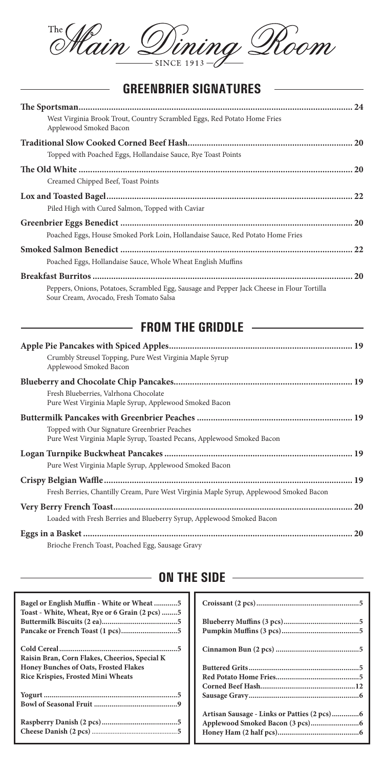# The Main Dining Room

SINCE 1913

## GREENBRIER SIGNATURES

**The Sportsman** ........ **24**
West Virginia Brook Trout, Country Scrambled Eggs, Red Potato Home Fries
Applewood Smoked Bacon

**Traditional Slow Cooked Corned Beef Hash** ........ **20**
Topped with Poached Eggs, Hollandaise Sauce, Rye Toast Points

**The Old White** ........ **20**
Creamed Chipped Beef, Toast Points

**Lox and Toasted Bagel** ........ **22**
Piled High with Cured Salmon, Topped with Caviar

**Greenbrier Eggs Benedict** ........ **20**
Poached Eggs, House Smoked Pork Loin, Hollandaise Sauce, Red Potato Home Fries

**Smoked Salmon Benedict** ........ **22**
Poached Eggs, Hollandaise Sauce, Whole Wheat English Muffins

**Breakfast Burritos** ........ **20**
Peppers, Onions, Potatoes, Scrambled Egg, Sausage and Pepper Jack Cheese in Flour Tortilla
Sour Cream, Avocado, Fresh Tomato Salsa

## FROM THE GRIDDLE

**Apple Pie Pancakes with Spiced Apples** ........ **19**
Crumbly Streusel Topping, Pure West Virginia Maple Syrup
Applewood Smoked Bacon

**Blueberry and Chocolate Chip Pancakes** ........ **19**
Fresh Blueberries, Valrhona Chocolate
Pure West Virginia Maple Syrup, Applewood Smoked Bacon

**Buttermilk Pancakes with Greenbrier Peaches** ........ **19**
Topped with Our Signature Greenbrier Peaches
Pure West Virginia Maple Syrup, Toasted Pecans, Applewood Smoked Bacon

**Logan Turnpike Buckwheat Pancakes** ........ **19**
Pure West Virginia Maple Syrup, Applewood Smoked Bacon

**Crispy Belgian Waffle** ........ **19**
Fresh Berries, Chantilly Cream, Pure West Virginia Maple Syrup, Applewood Smoked Bacon

**Very Berry French Toast** ........ **20**
Loaded with Fresh Berries and Blueberry Syrup, Applewood Smoked Bacon

**Eggs in a Basket** ........ **20**
Brioche French Toast, Poached Egg, Sausage Gravy

## ON THE SIDE

**Bagel or English Muffin - White or Wheat** ........ **5**
**Toast - White, Wheat, Rye or 6 Grain (2 pcs)** ........ **5**
**Buttermilk Biscuits (2 ea)** ........ **5**
**Pancake or French Toast (1 pcs)** ........ **5**

**Cold Cereal** ........ **5**
**Raisin Bran, Corn Flakes, Cheerios, Special K**
**Honey Bunches of Oats, Frosted Flakes**
**Rice Krispies, Frosted Mini Wheats**

**Yogurt** ........ **5**
**Bowl of Seasonal Fruit** ........ **9**

**Raspberry Danish (2 pcs)** ........ **5**
**Cheese Danish (2 pcs)** ........ **5**

**Croissant (2 pcs)** ........ **5**

**Blueberry Muffins (3 pcs)** ........ **5**
**Pumpkin Muffins (3 pcs)** ........ **5**

**Cinnamon Bun (2 pcs)** ........ **5**

**Buttered Grits** ........ **5**
**Red Potato Home Fries** ........ **5**
**Corned Beef Hash** ........ **12**
**Sausage Gravy** ........ **6**

**Artisan Sausage - Links or Patties (2 pcs)** ........ **6**
**Applewood Smoked Bacon (3 pcs)** ........ **6**
**Honey Ham (2 half pcs)** ........ **6**